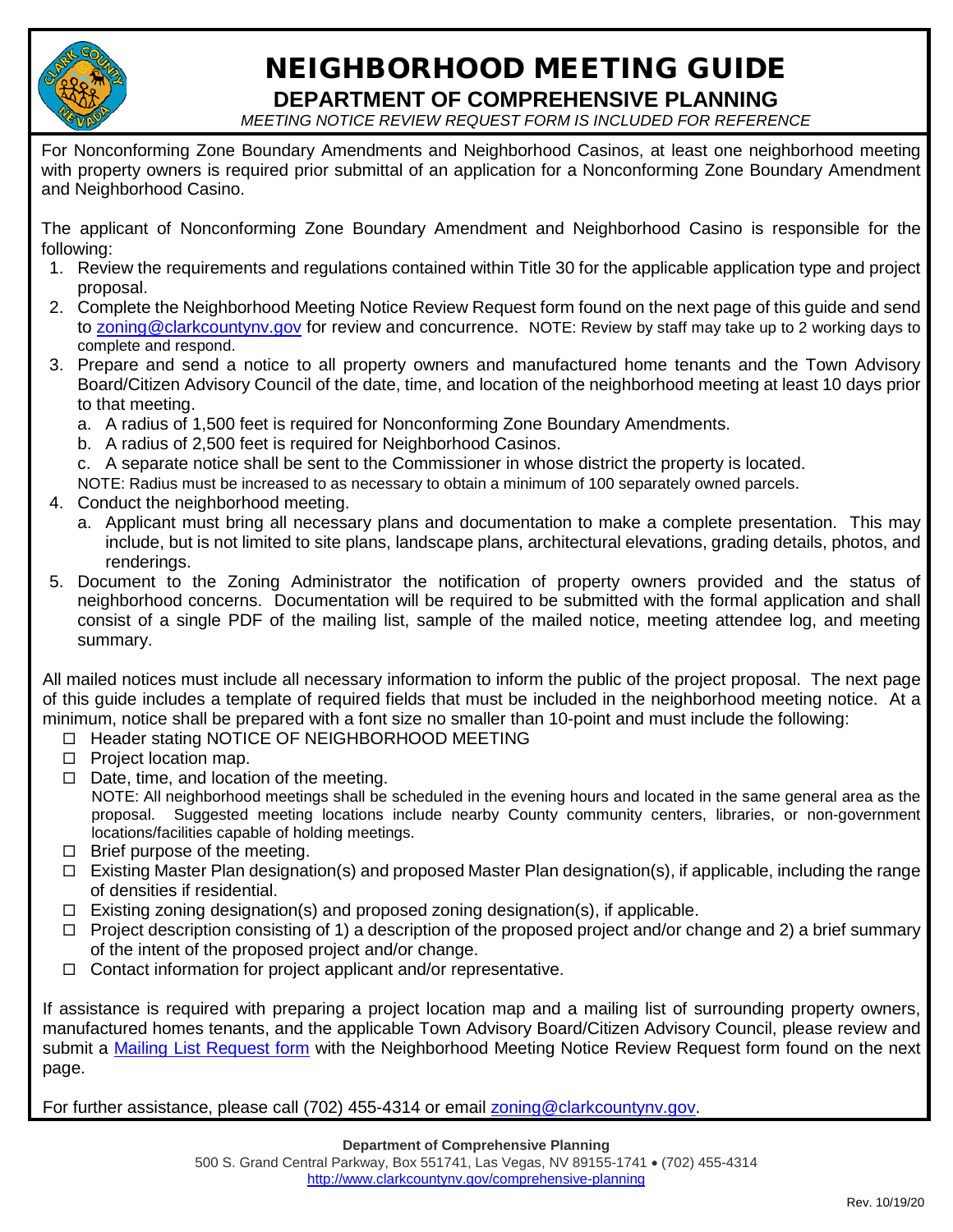# NEIGHBORHOOD MEETING GUIDE

## DEPARTMENT OF COMPREHENSIVE PLANNING

*MEETING NOTICE REVIEW REQUEST FORM IS INCLUDED FOR REFERENCE*

For Nonconforming Zone Boundary Amendments and Neighborhood Casinos, at least one neighborhood meeting with property owners is required prior submittal of an application for a Nonconforming Zone Boundary Amendment and Neighborhood Casino.

The applicant of Nonconforming Zone Boundary Amendment and Neighborhood Casino is responsible for the following:

1. Review the requirements and regulations contained within Title 30 for the applicable application type and project proposal.
2. Complete the Neighborhood Meeting Notice Review Request form found on the next page of this guide and send to zoning@clarkcountynv.gov for review and concurrence. NOTE: Review by staff may take up to 2 working days to complete and respond.
3. Prepare and send a notice to all property owners and manufactured home tenants and the Town Advisory Board/Citizen Advisory Council of the date, time, and location of the neighborhood meeting at least 10 days prior to that meeting.
   a. A radius of 1,500 feet is required for Nonconforming Zone Boundary Amendments.
   b. A radius of 2,500 feet is required for Neighborhood Casinos.
   c. A separate notice shall be sent to the Commissioner in whose district the property is located.
   
   NOTE: Radius must be increased to as necessary to obtain a minimum of 100 separately owned parcels.
4. Conduct the neighborhood meeting.
   a. Applicant must bring all necessary plans and documentation to make a complete presentation. This may include, but is not limited to site plans, landscape plans, architectural elevations, grading details, photos, and renderings.
5. Document to the Zoning Administrator the notification of property owners provided and the status of neighborhood concerns. Documentation will be required to be submitted with the formal application and shall consist of a single PDF of the mailing list, sample of the mailed notice, meeting attendee log, and meeting summary.

All mailed notices must include all necessary information to inform the public of the project proposal. The next page of this guide includes a template of required fields that must be included in the neighborhood meeting notice. At a minimum, notice shall be prepared with a font size no smaller than 10-point and must include the following:

- ☐ Header stating NOTICE OF NEIGHBORHOOD MEETING
- ☐ Project location map.
- ☐ Date, time, and location of the meeting.
  NOTE: All neighborhood meetings shall be scheduled in the evening hours and located in the same general area as the proposal. Suggested meeting locations include nearby County community centers, libraries, or non-government locations/facilities capable of holding meetings.
- ☐ Brief purpose of the meeting.
- ☐ Existing Master Plan designation(s) and proposed Master Plan designation(s), if applicable, including the range of densities if residential.
- ☐ Existing zoning designation(s) and proposed zoning designation(s), if applicable.
- ☐ Project description consisting of 1) a description of the proposed project and/or change and 2) a brief summary of the intent of the proposed project and/or change.
- ☐ Contact information for project applicant and/or representative.

If assistance is required with preparing a project location map and a mailing list of surrounding property owners, manufactured homes tenants, and the applicable Town Advisory Board/Citizen Advisory Council, please review and submit a Mailing List Request form with the Neighborhood Meeting Notice Review Request form found on the next page.

For further assistance, please call (702) 455-4314 or email zoning@clarkcountynv.gov.

**Department of Comprehensive Planning**
500 S. Grand Central Parkway, Box 551741, Las Vegas, NV 89155-1741 • (702) 455-4314
http://www.clarkcountynv.gov/comprehensive-planning

Rev. 10/19/20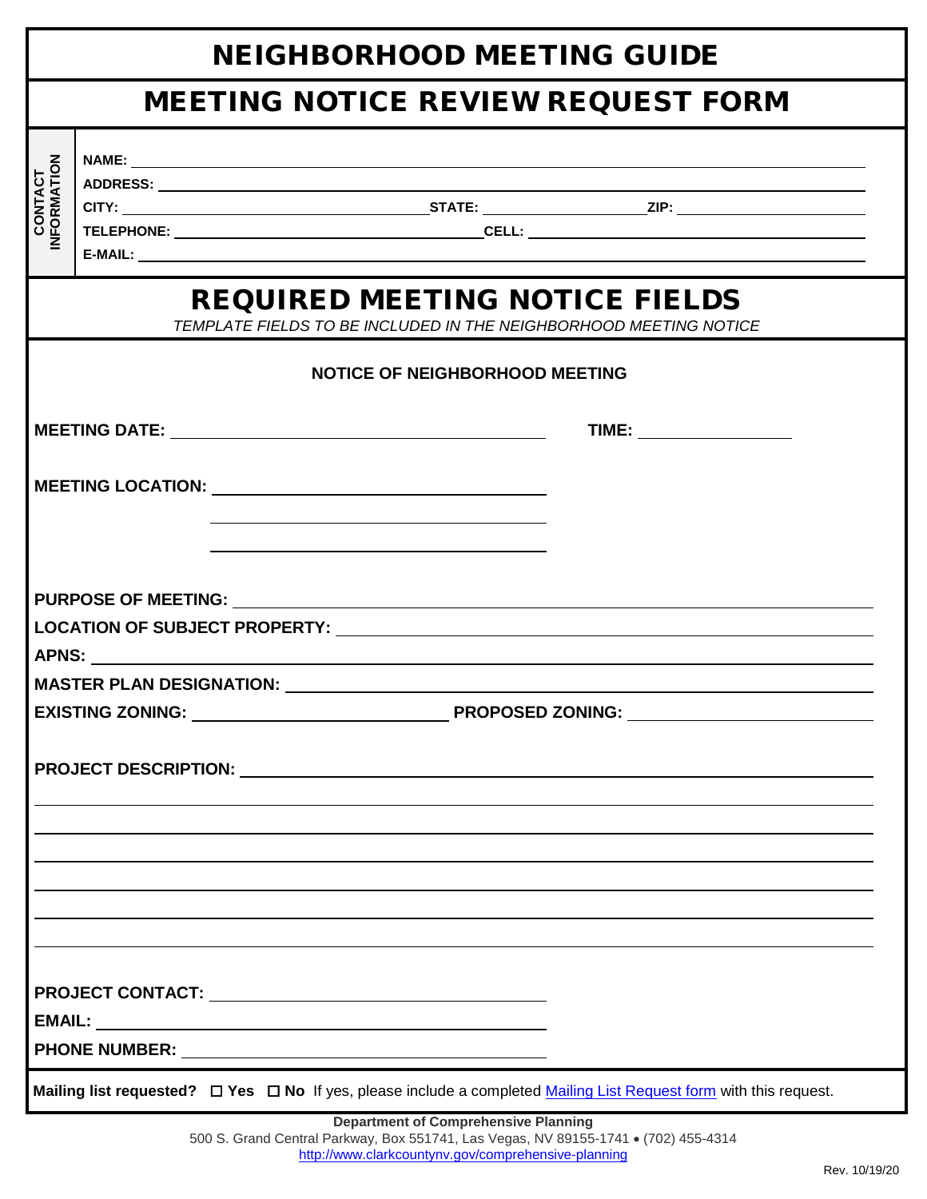# NEIGHBORHOOD MEETING GUIDE

## MEETING NOTICE REVIEW REQUEST FORM

**CONTACT INFORMATION**

**NAME:** ______________________________

**ADDRESS:** ______________________________

**CITY:** ______________ **STATE:** ______________ **ZIP:** ______________

**TELEPHONE:** ______________ **CELL:** ______________

**E-MAIL:** ______________________________

## REQUIRED MEETING NOTICE FIELDS

*TEMPLATE FIELDS TO BE INCLUDED IN THE NEIGHBORHOOD MEETING NOTICE*

**NOTICE OF NEIGHBORHOOD MEETING**

**MEETING DATE:** ______________________________ **TIME:** ______________

**MEETING LOCATION:** ______________________________

______________________________

______________________________

**PURPOSE OF MEETING:** ______________________________

**LOCATION OF SUBJECT PROPERTY:** ______________________________

**APNS:** ______________________________

**MASTER PLAN DESIGNATION:** ______________________________

**EXISTING ZONING:** ______________ **PROPOSED ZONING:** ______________

**PROJECT DESCRIPTION:** ______________________________

______________________________

______________________________

______________________________

______________________________

______________________________

______________________________

**PROJECT CONTACT:** ______________________________

**EMAIL:** ______________________________

**PHONE NUMBER:** ______________________________

**Mailing list requested?** ☐ **Yes** ☐ **No** If yes, please include a completed [Mailing List Request form](#) with this request.

**Department of Comprehensive Planning**
500 S. Grand Central Parkway, Box 551741, Las Vegas, NV 89155-1741 • (702) 455-4314
http://www.clarkcountynv.gov/comprehensive-planning

Rev. 10/19/20